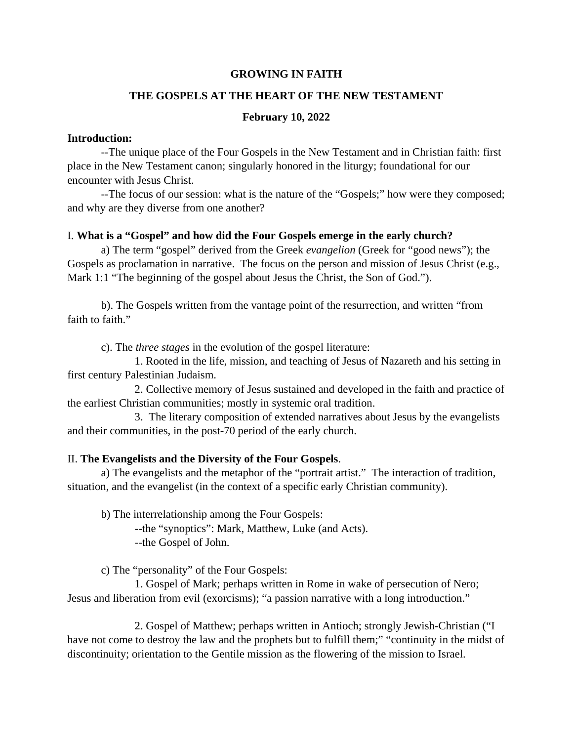**GROWING IN FAITH**

**THE GOSPELS AT THE HEART OF THE NEW TESTAMENT**

**February 10, 2022**

**Introduction:**

--The unique place of the Four Gospels in the New Testament and in Christian faith: first place in the New Testament canon; singularly honored in the liturgy; foundational for our encounter with Jesus Christ.

--The focus of our session: what is the nature of the "Gospels;" how were they composed; and why are they diverse from one another?

I. **What is a "Gospel" and how did the Four Gospels emerge in the early church?**

a) The term "gospel" derived from the Greek *evangelion* (Greek for "good news"); the Gospels as proclamation in narrative. The focus on the person and mission of Jesus Christ (e.g., Mark 1:1 "The beginning of the gospel about Jesus the Christ, the Son of God.").

b). The Gospels written from the vantage point of the resurrection, and written "from faith to faith."

c). The *three stages* in the evolution of the gospel literature:

1. Rooted in the life, mission, and teaching of Jesus of Nazareth and his setting in first century Palestinian Judaism.

2. Collective memory of Jesus sustained and developed in the faith and practice of the earliest Christian communities; mostly in systemic oral tradition.

3. The literary composition of extended narratives about Jesus by the evangelists and their communities, in the post-70 period of the early church.

II. **The Evangelists and the Diversity of the Four Gospels**.

a) The evangelists and the metaphor of the "portrait artist." The interaction of tradition, situation, and the evangelist (in the context of a specific early Christian community).

b) The interrelationship among the Four Gospels:

--the "synoptics": Mark, Matthew, Luke (and Acts).

--the Gospel of John.

c) The "personality" of the Four Gospels:

1. Gospel of Mark; perhaps written in Rome in wake of persecution of Nero; Jesus and liberation from evil (exorcisms); "a passion narrative with a long introduction."

2. Gospel of Matthew; perhaps written in Antioch; strongly Jewish-Christian ("I have not come to destroy the law and the prophets but to fulfill them;" "continuity in the midst of discontinuity; orientation to the Gentile mission as the flowering of the mission to Israel.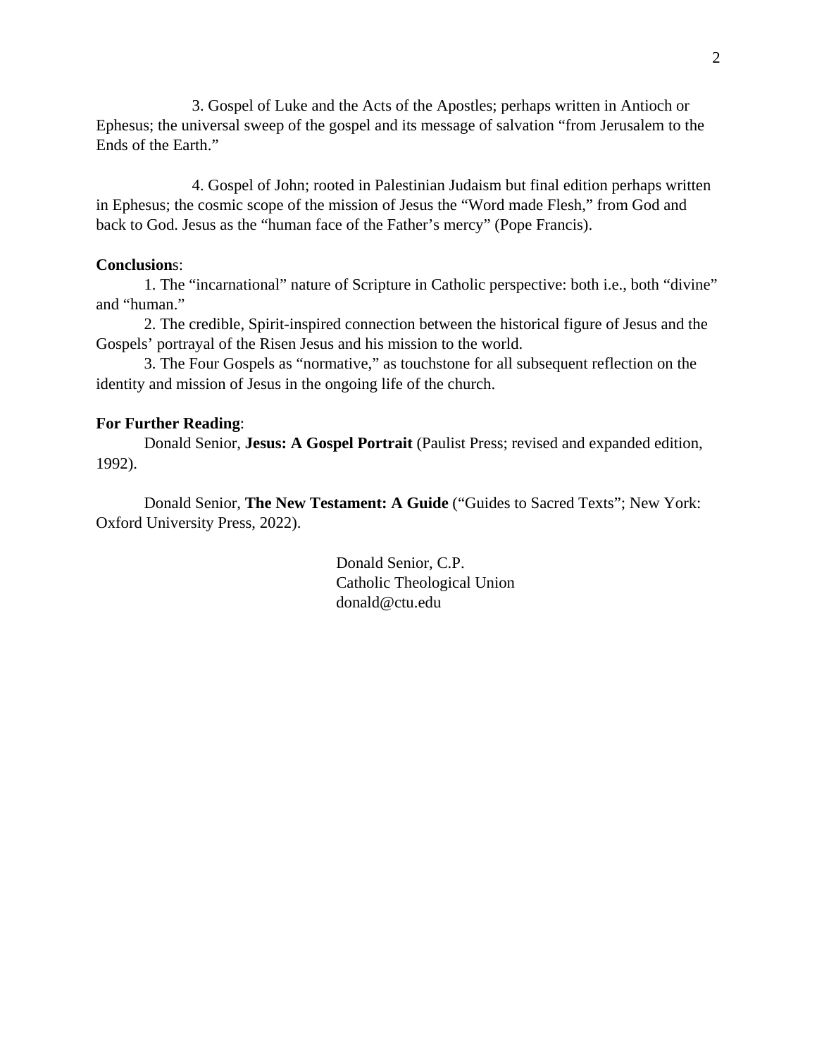3. Gospel of Luke and the Acts of the Apostles; perhaps written in Antioch or Ephesus; the universal sweep of the gospel and its message of salvation “from Jerusalem to the Ends of the Earth.”

4. Gospel of John; rooted in Palestinian Judaism but final edition perhaps written in Ephesus; the cosmic scope of the mission of Jesus the “Word made Flesh,” from God and back to God. Jesus as the “human face of the Father’s mercy” (Pope Francis).

**Conclusion**s:

1. The “incarnational” nature of Scripture in Catholic perspective: both i.e., both “divine” and “human.”

2. The credible, Spirit-inspired connection between the historical figure of Jesus and the Gospels’ portrayal of the Risen Jesus and his mission to the world.

3. The Four Gospels as “normative,” as touchstone for all subsequent reflection on the identity and mission of Jesus in the ongoing life of the church.

**For Further Reading**:

Donald Senior, **Jesus: A Gospel Portrait** (Paulist Press; revised and expanded edition, 1992).

Donald Senior, **The New Testament: A Guide** (“Guides to Sacred Texts”; New York: Oxford University Press, 2022).

Donald Senior, C.P.
Catholic Theological Union
donald@ctu.edu